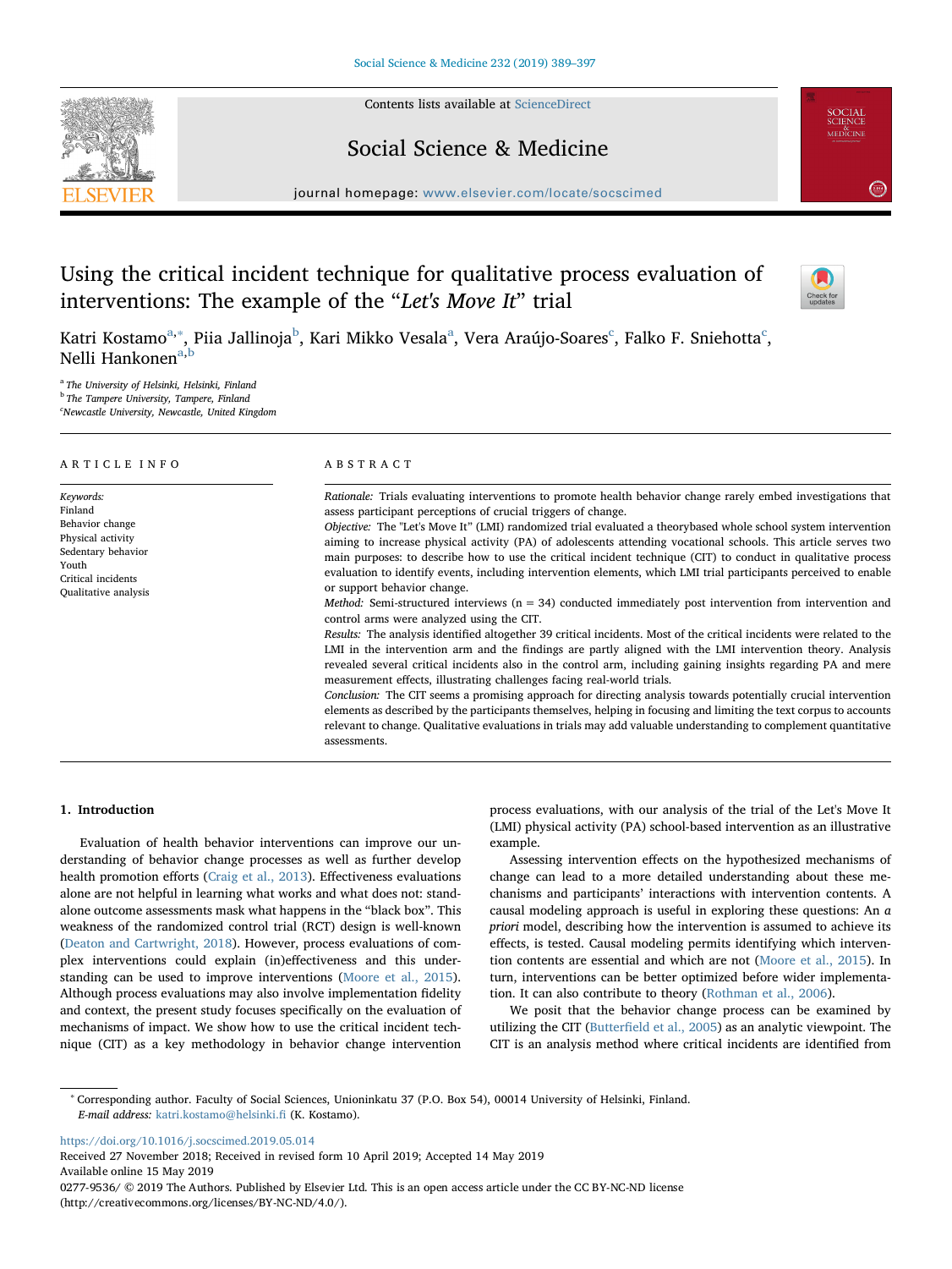# Using the critical incident technique for qualitative process evaluation of interventions: The example of the "*Let's Move It*" trial

Katri Kostamo[a,*], Piia Jallinoja[b], Kari Mikko Vesala[a], Vera Araújo-Soares[c], Falko F. Sniehotta[c], Nelli Hankonen[a,b]

[a] The University of Helsinki, Helsinki, Finland
[b] The Tampere University, Tampere, Finland
[c] Newcastle University, Newcastle, United Kingdom

## ARTICLE INFO

*Keywords:*
Finland
Behavior change
Physical activity
Sedentary behavior
Youth
Critical incidents
Qualitative analysis

## ABSTRACT

*Rationale:* Trials evaluating interventions to promote health behavior change rarely embed investigations that assess participant perceptions of crucial triggers of change.

*Objective:* The "Let's Move It" (LMI) randomized trial evaluated a theorybased whole school system intervention aiming to increase physical activity (PA) of adolescents attending vocational schools. This article serves two main purposes: to describe how to use the critical incident technique (CIT) to conduct in qualitative process evaluation to identify events, including intervention elements, which LMI trial participants perceived to enable or support behavior change.

*Method:* Semi-structured interviews (n = 34) conducted immediately post intervention from intervention and control arms were analyzed using the CIT.

*Results:* The analysis identified altogether 39 critical incidents. Most of the critical incidents were related to the LMI in the intervention arm and the findings are partly aligned with the LMI intervention theory. Analysis revealed several critical incidents also in the control arm, including gaining insights regarding PA and mere measurement effects, illustrating challenges facing real-world trials.

*Conclusion:* The CIT seems a promising approach for directing analysis towards potentially crucial intervention elements as described by the participants themselves, helping in focusing and limiting the text corpus to accounts relevant to change. Qualitative evaluations in trials may add valuable understanding to complement quantitative assessments.

## 1. Introduction

Evaluation of health behavior interventions can improve our understanding of behavior change processes as well as further develop health promotion efforts (Craig et al., 2013). Effectiveness evaluations alone are not helpful in learning what works and what does not: standalone outcome assessments mask what happens in the "black box". This weakness of the randomized control trial (RCT) design is well-known (Deaton and Cartwright, 2018). However, process evaluations of complex interventions could explain (in)effectiveness and this understanding can be used to improve interventions (Moore et al., 2015). Although process evaluations may also involve implementation fidelity and context, the present study focuses specifically on the evaluation of mechanisms of impact. We show how to use the critical incident technique (CIT) as a key methodology in behavior change intervention process evaluations, with our analysis of the trial of the Let's Move It (LMI) physical activity (PA) school-based intervention as an illustrative example.

Assessing intervention effects on the hypothesized mechanisms of change can lead to a more detailed understanding about these mechanisms and participants' interactions with intervention contents. A causal modeling approach is useful in exploring these questions: An *a priori* model, describing how the intervention is assumed to achieve its effects, is tested. Causal modeling permits identifying which intervention contents are essential and which are not (Moore et al., 2015). In turn, interventions can be better optimized before wider implementation. It can also contribute to theory (Rothman et al., 2006).

We posit that the behavior change process can be examined by utilizing the CIT (Butterfield et al., 2005) as an analytic viewpoint. The CIT is an analysis method where critical incidents are identified from

---

* Corresponding author. Faculty of Social Sciences, Unioninkatu 37 (P.O. Box 54), 00014 University of Helsinki, Finland.
*E-mail address:* katri.kostamo@helsinki.fi (K. Kostamo).

https://doi.org/10.1016/j.socscimed.2019.05.014
Received 27 November 2018; Received in revised form 10 April 2019; Accepted 14 May 2019
Available online 15 May 2019
0277-9536/ © 2019 The Authors. Published by Elsevier Ltd. This is an open access article under the CC BY-NC-ND license (http://creativecommons.org/licenses/BY-NC-ND/4.0/).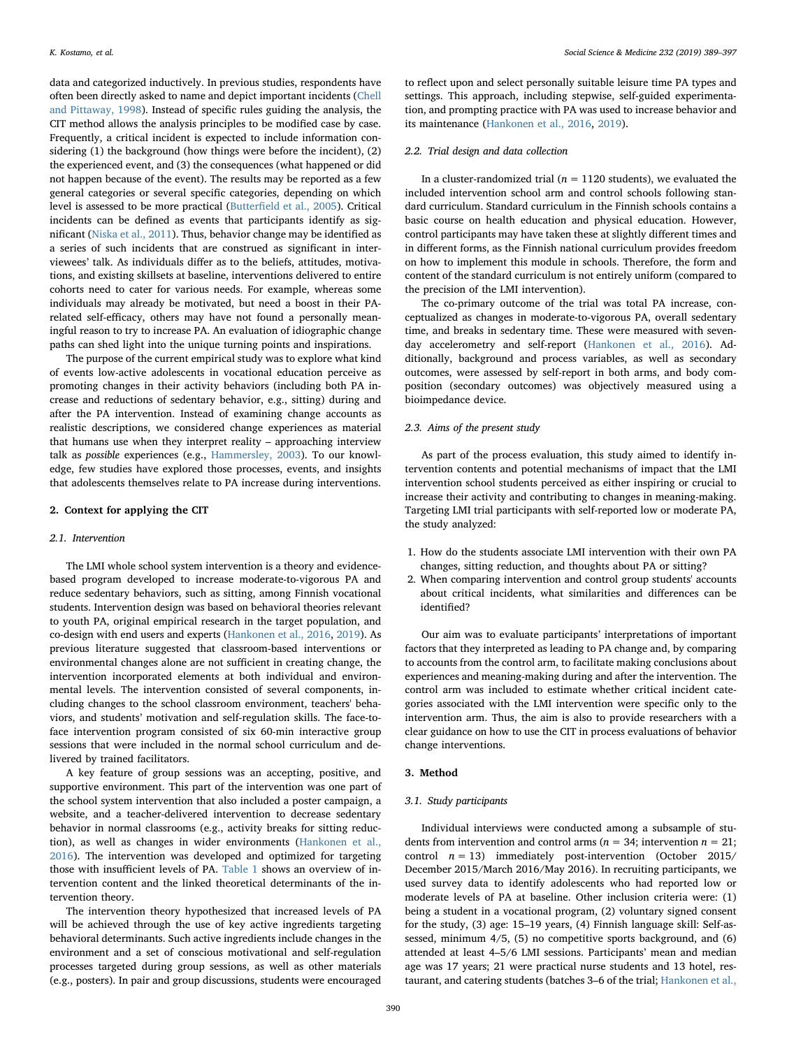data and categorized inductively. In previous studies, respondents have often been directly asked to name and depict important incidents (Chell and Pittaway, 1998). Instead of specific rules guiding the analysis, the CIT method allows the analysis principles to be modified case by case. Frequently, a critical incident is expected to include information considering (1) the background (how things were before the incident), (2) the experienced event, and (3) the consequences (what happened or did not happen because of the event). The results may be reported as a few general categories or several specific categories, depending on which level is assessed to be more practical (Butterfield et al., 2005). Critical incidents can be defined as events that participants identify as significant (Niska et al., 2011). Thus, behavior change may be identified as a series of such incidents that are construed as significant in interviewees' talk. As individuals differ as to the beliefs, attitudes, motivations, and existing skillsets at baseline, interventions delivered to entire cohorts need to cater for various needs. For example, whereas some individuals may already be motivated, but need a boost in their PA-related self-efficacy, others may have not found a personally meaningful reason to try to increase PA. An evaluation of idiographic change paths can shed light into the unique turning points and inspirations.

The purpose of the current empirical study was to explore what kind of events low-active adolescents in vocational education perceive as promoting changes in their activity behaviors (including both PA increase and reductions of sedentary behavior, e.g., sitting) during and after the PA intervention. Instead of examining change accounts as realistic descriptions, we considered change experiences as material that humans use when they interpret reality – approaching interview talk as *possible* experiences (e.g., Hammersley, 2003). To our knowledge, few studies have explored those processes, events, and insights that adolescents themselves relate to PA increase during interventions.

## 2. Context for applying the CIT

### 2.1. Intervention

The LMI whole school system intervention is a theory and evidence-based program developed to increase moderate-to-vigorous PA and reduce sedentary behaviors, such as sitting, among Finnish vocational students. Intervention design was based on behavioral theories relevant to youth PA, original empirical research in the target population, and co-design with end users and experts (Hankonen et al., 2016, 2019). As previous literature suggested that classroom-based interventions or environmental changes alone are not sufficient in creating change, the intervention incorporated elements at both individual and environmental levels. The intervention consisted of several components, including changes to the school classroom environment, teachers' behaviors, and students' motivation and self-regulation skills. The face-to-face intervention program consisted of six 60-min interactive group sessions that were included in the normal school curriculum and delivered by trained facilitators.

A key feature of group sessions was an accepting, positive, and supportive environment. This part of the intervention was one part of the school system intervention that also included a poster campaign, a website, and a teacher-delivered intervention to decrease sedentary behavior in normal classrooms (e.g., activity breaks for sitting reduction), as well as changes in wider environments (Hankonen et al., 2016). The intervention was developed and optimized for targeting those with insufficient levels of PA. Table 1 shows an overview of intervention content and the linked theoretical determinants of the intervention theory.

The intervention theory hypothesized that increased levels of PA will be achieved through the use of key active ingredients targeting behavioral determinants. Such active ingredients include changes in the environment and a set of conscious motivational and self-regulation processes targeted during group sessions, as well as other materials (e.g., posters). In pair and group discussions, students were encouraged to reflect upon and select personally suitable leisure time PA types and settings. This approach, including stepwise, self-guided experimentation, and prompting practice with PA was used to increase behavior and its maintenance (Hankonen et al., 2016, 2019).

### 2.2. Trial design and data collection

In a cluster-randomized trial ($n = 1120$ students), we evaluated the included intervention school arm and control schools following standard curriculum. Standard curriculum in the Finnish schools contains a basic course on health education and physical education. However, control participants may have taken these at slightly different times and in different forms, as the Finnish national curriculum provides freedom on how to implement this module in schools. Therefore, the form and content of the standard curriculum is not entirely uniform (compared to the precision of the LMI intervention).

The co-primary outcome of the trial was total PA increase, conceptualized as changes in moderate-to-vigorous PA, overall sedentary time, and breaks in sedentary time. These were measured with seven-day accelerometry and self-report (Hankonen et al., 2016). Additionally, background and process variables, as well as secondary outcomes, were assessed by self-report in both arms, and body composition (secondary outcomes) was objectively measured using a bioimpedance device.

### 2.3. Aims of the present study

As part of the process evaluation, this study aimed to identify intervention contents and potential mechanisms of impact that the LMI intervention school students perceived as either inspiring or crucial to increase their activity and contributing to changes in meaning-making. Targeting LMI trial participants with self-reported low or moderate PA, the study analyzed:

1. How do the students associate LMI intervention with their own PA changes, sitting reduction, and thoughts about PA or sitting?
2. When comparing intervention and control group students' accounts about critical incidents, what similarities and differences can be identified?

Our aim was to evaluate participants' interpretations of important factors that they interpreted as leading to PA change and, by comparing to accounts from the control arm, to facilitate making conclusions about experiences and meaning-making during and after the intervention. The control arm was included to estimate whether critical incident categories associated with the LMI intervention were specific only to the intervention arm. Thus, the aim is also to provide researchers with a clear guidance on how to use the CIT in process evaluations of behavior change interventions.

## 3. Method

### 3.1. Study participants

Individual interviews were conducted among a subsample of students from intervention and control arms ($n = 34$; intervention $n = 21$; control $n = 13$) immediately post-intervention (October 2015/December 2015/March 2016/May 2016). In recruiting participants, we used survey data to identify adolescents who had reported low or moderate levels of PA at baseline. Other inclusion criteria were: (1) being a student in a vocational program, (2) voluntary signed consent for the study, (3) age: 15–19 years, (4) Finnish language skill: Self-assessed, minimum 4/5, (5) no competitive sports background, and (6) attended at least 4–5/6 LMI sessions. Participants' mean and median age was 17 years; 21 were practical nurse students and 13 hotel, restaurant, and catering students (batches 3–6 of the trial; Hankonen et al.,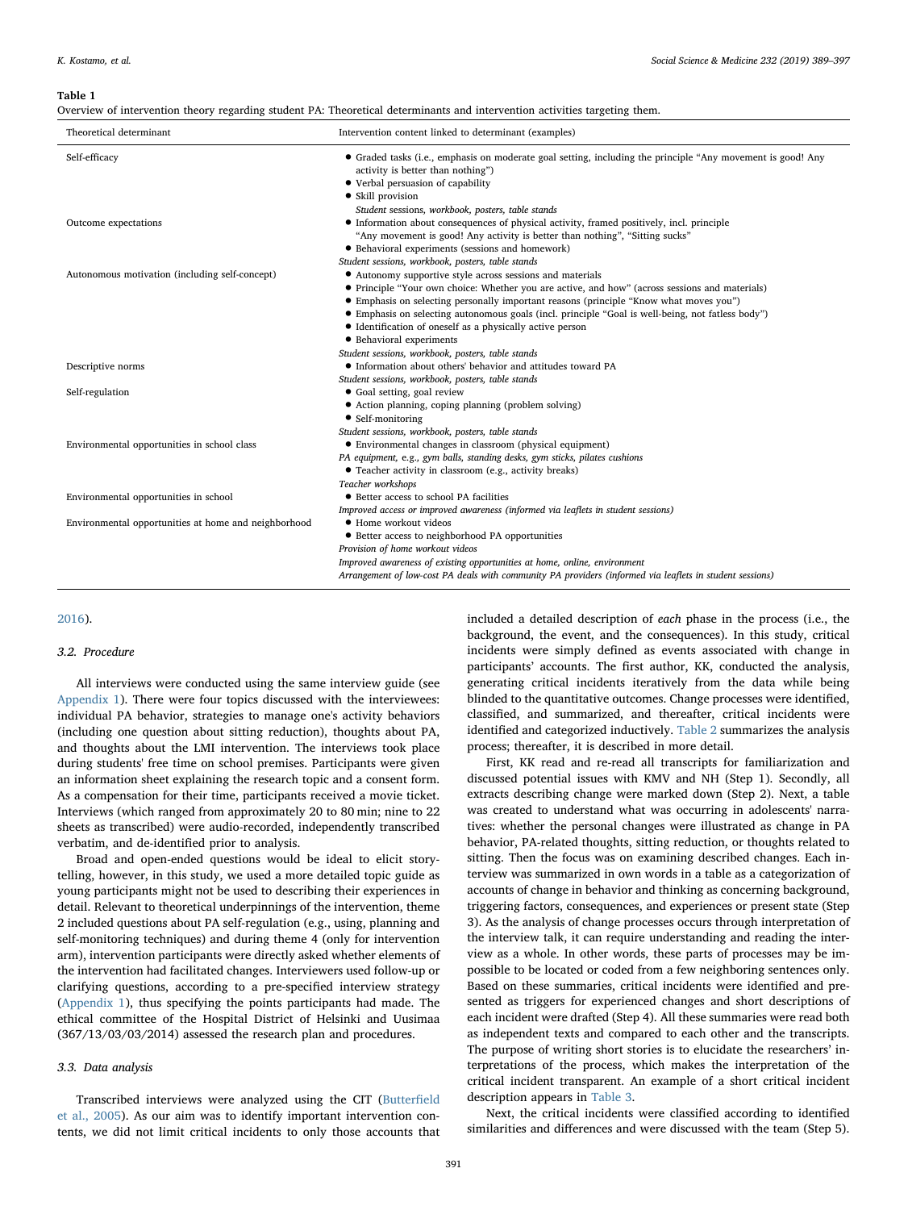**Table 1**
Overview of intervention theory regarding student PA: Theoretical determinants and intervention activities targeting them.

| Theoretical determinant | Intervention content linked to determinant (examples) |
|---|---|
| Self-efficacy | • Graded tasks (i.e., emphasis on moderate goal setting, including the principle "Any movement is good! Any activity is better than nothing")<br>• Verbal persuasion of capability<br>• Skill provision<br>*Student sessions, workbook, posters, table stands* |
| Outcome expectations | • Information about consequences of physical activity, framed positively, incl. principle "Any movement is good! Any activity is better than nothing", "Sitting sucks"<br>• Behavioral experiments (sessions and homework)<br>*Student sessions, workbook, posters, table stands* |
| Autonomous motivation (including self-concept) | • Autonomy supportive style across sessions and materials<br>• Principle "Your own choice: Whether you are active, and how" (across sessions and materials)<br>• Emphasis on selecting personally important reasons (principle "Know what moves you")<br>• Emphasis on selecting autonomous goals (incl. principle "Goal is well-being, not fatless body")<br>• Identification of oneself as a physically active person<br>• Behavioral experiments<br>*Student sessions, workbook, posters, table stands* |
| Descriptive norms | • Information about others' behavior and attitudes toward PA<br>*Student sessions, workbook, posters, table stands* |
| Self-regulation | • Goal setting, goal review<br>• Action planning, coping planning (problem solving)<br>• Self-monitoring<br>*Student sessions, workbook, posters, table stands* |
| Environmental opportunities in school class | • Environmental changes in classroom (physical equipment)<br>*PA equipment, e.g., gym balls, standing desks, gym sticks, pilates cushions*<br>• Teacher activity in classroom (e.g., activity breaks)<br>*Teacher workshops* |
| Environmental opportunities in school | • Better access to school PA facilities<br>*Improved access or improved awareness (informed via leaflets in student sessions)* |
| Environmental opportunities at home and neighborhood | • Home workout videos<br>• Better access to neighborhood PA opportunities<br>*Provision of home workout videos*<br>*Improved awareness of existing opportunities at home, online, environment*<br>*Arrangement of low-cost PA deals with community PA providers (informed via leaflets in student sessions)* |

2016).

### 3.2. Procedure

All interviews were conducted using the same interview guide (see Appendix 1). There were four topics discussed with the interviewees: individual PA behavior, strategies to manage one's activity behaviors (including one question about sitting reduction), thoughts about PA, and thoughts about the LMI intervention. The interviews took place during students' free time on school premises. Participants were given an information sheet explaining the research topic and a consent form. As a compensation for their time, participants received a movie ticket. Interviews (which ranged from approximately 20 to 80 min; nine to 22 sheets as transcribed) were audio-recorded, independently transcribed verbatim, and de-identified prior to analysis.

Broad and open-ended questions would be ideal to elicit storytelling, however, in this study, we used a more detailed topic guide as young participants might not be used to describing their experiences in detail. Relevant to theoretical underpinnings of the intervention, theme 2 included questions about PA self-regulation (e.g., using, planning and self-monitoring techniques) and during theme 4 (only for intervention arm), intervention participants were directly asked whether elements of the intervention had facilitated changes. Interviewers used follow-up or clarifying questions, according to a pre-specified interview strategy (Appendix 1), thus specifying the points participants had made. The ethical committee of the Hospital District of Helsinki and Uusimaa (367/13/03/03/2014) assessed the research plan and procedures.

### 3.3. Data analysis

Transcribed interviews were analyzed using the CIT (Butterfield et al., 2005). As our aim was to identify important intervention contents, we did not limit critical incidents to only those accounts that included a detailed description of *each* phase in the process (i.e., the background, the event, and the consequences). In this study, critical incidents were simply defined as events associated with change in participants' accounts. The first author, KK, conducted the analysis, generating critical incidents iteratively from the data while being blinded to the quantitative outcomes. Change processes were identified, classified, and summarized, and thereafter, critical incidents were identified and categorized inductively. Table 2 summarizes the analysis process; thereafter, it is described in more detail.

First, KK read and re-read all transcripts for familiarization and discussed potential issues with KMV and NH (Step 1). Secondly, all extracts describing change were marked down (Step 2). Next, a table was created to understand what was occurring in adolescents' narratives: whether the personal changes were illustrated as change in PA behavior, PA-related thoughts, sitting reduction, or thoughts related to sitting. Then the focus was on examining described changes. Each interview was summarized in own words in a table as a categorization of accounts of change in behavior and thinking as concerning background, triggering factors, consequences, and experiences or present state (Step 3). As the analysis of change processes occurs through interpretation of the interview talk, it can require understanding and reading the interview as a whole. In other words, these parts of processes may be impossible to be located or coded from a few neighboring sentences only. Based on these summaries, critical incidents were identified and presented as triggers for experienced changes and short descriptions of each incident were drafted (Step 4). All these summaries were read both as independent texts and compared to each other and the transcripts. The purpose of writing short stories is to elucidate the researchers' interpretations of the process, which makes the interpretation of the critical incident transparent. An example of a short critical incident description appears in Table 3.

Next, the critical incidents were classified according to identified similarities and differences and were discussed with the team (Step 5).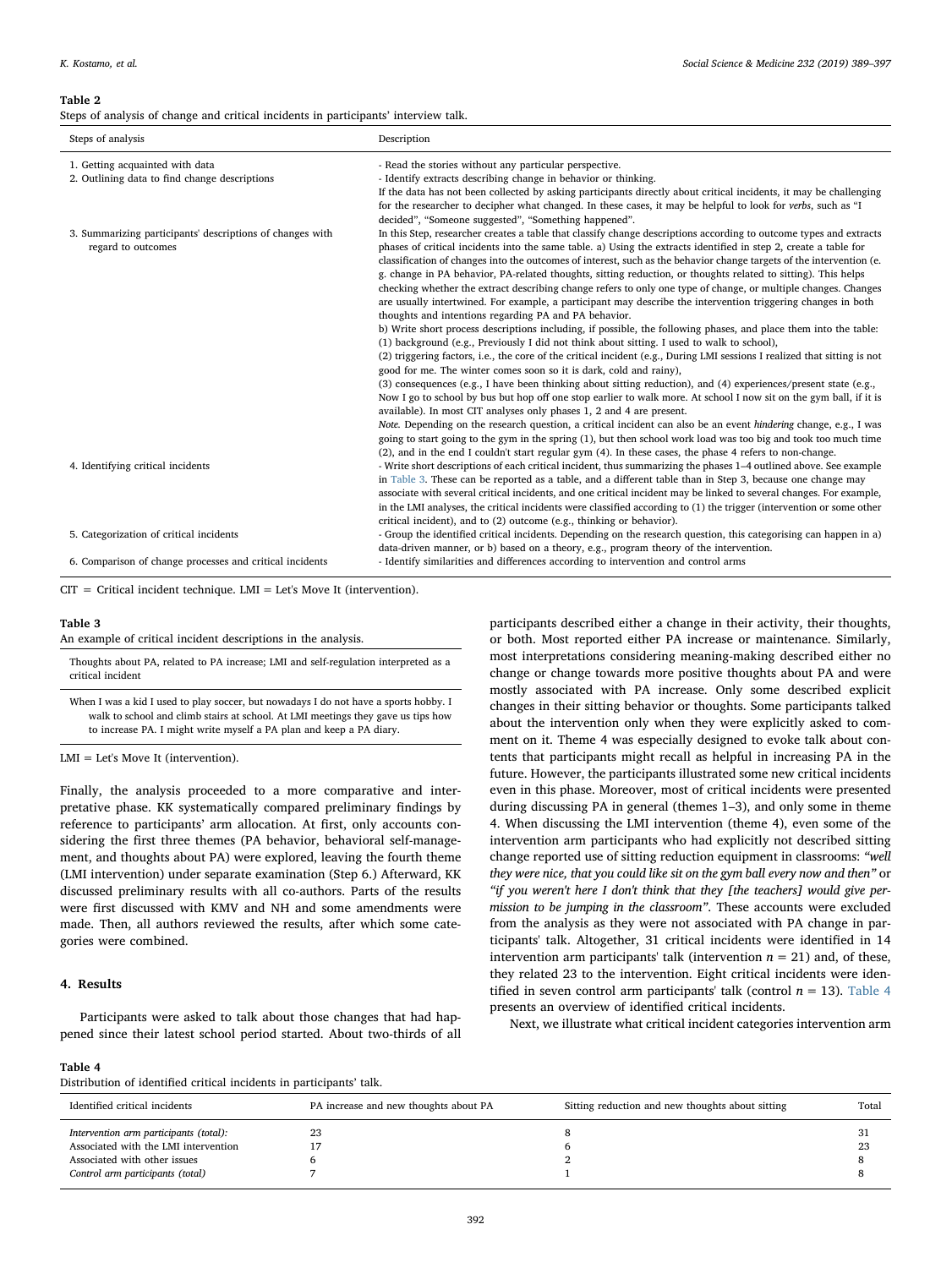**Table 2**
Steps of analysis of change and critical incidents in participants' interview talk.

| Steps of analysis | Description |
|---|---|
| 1. Getting acquainted with data | - Read the stories without any particular perspective. |
| 2. Outlining data to find change descriptions | - Identify extracts describing change in behavior or thinking. If the data has not been collected by asking participants directly about critical incidents, it may be challenging for the researcher to decipher what changed. In these cases, it may be helpful to look for *verbs*, such as "I decided", "Someone suggested", "Something happened". |
| 3. Summarizing participants' descriptions of changes with regard to outcomes | In this Step, researcher creates a table that classify change descriptions according to outcome types and extracts phases of critical incidents into the same table. a) Using the extracts identified in step 2, create a table for classification of changes into the outcomes of interest, such as the behavior change targets of the intervention (e. g. change in PA behavior, PA-related thoughts, sitting reduction, or thoughts related to sitting). This helps checking whether the extract describing change refers to only one type of change, or multiple changes. Changes are usually intertwined. For example, a participant may describe the intervention triggering changes in both thoughts and intentions regarding PA and PA behavior. b) Write short process descriptions including, if possible, the following phases, and place them into the table: (1) background (e.g., Previously I did not think about sitting. I used to walk to school), (2) triggering factors, i.e., the core of the critical incident (e.g., During LMI sessions I realized that sitting is not good for me. The winter comes soon so it is dark, cold and rainy), (3) consequences (e.g., I have been thinking about sitting reduction), and (4) experiences/present state (e.g., Now I go to school by bus but hop off one stop earlier to walk more. At school I now sit on the gym ball, if it is available). In most CIT analyses only phases 1, 2 and 4 are present. *Note.* Depending on the research question, a critical incident can also be an event *hindering* change, e.g., I was going to start going to the gym in the spring (1), but then school work load was too big and took too much time (2), and in the end I couldn't start regular gym (4). In these cases, the phase 4 refers to non-change. |
| 4. Identifying critical incidents | - Write short descriptions of each critical incident, thus summarizing the phases 1–4 outlined above. See example in Table 3. These can be reported as a table, and a different table than in Step 3, because one change may associate with several critical incidents, and one critical incident may be linked to several changes. For example, in the LMI analyses, the critical incidents were classified according to (1) the trigger (intervention or some other critical incident), and to (2) outcome (e.g., thinking or behavior). |
| 5. Categorization of critical incidents | - Group the identified critical incidents. Depending on the research question, this categorising can happen in a) data-driven manner, or b) based on a theory, e.g., program theory of the intervention. |
| 6. Comparison of change processes and critical incidents | - Identify similarities and differences according to intervention and control arms |

CIT = Critical incident technique. LMI = Let's Move It (intervention).

**Table 3**
An example of critical incident descriptions in the analysis.

| Thoughts about PA, related to PA increase; LMI and self-regulation interpreted as a critical incident |
|---|
| When I was a kid I used to play soccer, but nowadays I do not have a sports hobby. I walk to school and climb stairs at school. At LMI meetings they gave us tips how to increase PA. I might write myself a PA plan and keep a PA diary. |

LMI = Let's Move It (intervention).

Finally, the analysis proceeded to a more comparative and interpretative phase. KK systematically compared preliminary findings by reference to participants' arm allocation. At first, only accounts considering the first three themes (PA behavior, behavioral self-management, and thoughts about PA) were explored, leaving the fourth theme (LMI intervention) under separate examination (Step 6.) Afterward, KK discussed preliminary results with all co-authors. Parts of the results were first discussed with KMV and NH and some amendments were made. Then, all authors reviewed the results, after which some categories were combined.

## 4. Results

Participants were asked to talk about those changes that had happened since their latest school period started. About two-thirds of all participants described either a change in their activity, their thoughts, or both. Most reported either PA increase or maintenance. Similarly, most interpretations considering meaning-making described either no change or change towards more positive thoughts about PA and were mostly associated with PA increase. Only some described explicit changes in their sitting behavior or thoughts. Some participants talked about the intervention only when they were explicitly asked to comment on it. Theme 4 was especially designed to evoke talk about contents that participants might recall as helpful in increasing PA in the future. However, the participants illustrated some new critical incidents even in this phase. Moreover, most of critical incidents were presented during discussing PA in general (themes 1–3), and only some in theme 4. When discussing the LMI intervention (theme 4), even some of the intervention arm participants who had explicitly not described sitting change reported use of sitting reduction equipment in classrooms: *"well they were nice, that you could like sit on the gym ball every now and then"* or *"if you weren't here I don't think that they [the teachers] would give permission to be jumping in the classroom"*. These accounts were excluded from the analysis as they were not associated with PA change in participants' talk. Altogether, 31 critical incidents were identified in 14 intervention arm participants' talk (intervention $n = 21$) and, of these, they related 23 to the intervention. Eight critical incidents were identified in seven control arm participants' talk (control $n = 13$). Table 4 presents an overview of identified critical incidents.

Next, we illustrate what critical incident categories intervention arm

**Table 4**
Distribution of identified critical incidents in participants' talk.

| Identified critical incidents | PA increase and new thoughts about PA | Sitting reduction and new thoughts about sitting | Total |
|---|---|---|---|
| *Intervention arm participants (total):* | 23 | 8 | 31 |
| Associated with the LMI intervention | 17 | 6 | 23 |
| Associated with other issues | 6 | 2 | 8 |
| *Control arm participants (total)* | 7 | 1 | 8 |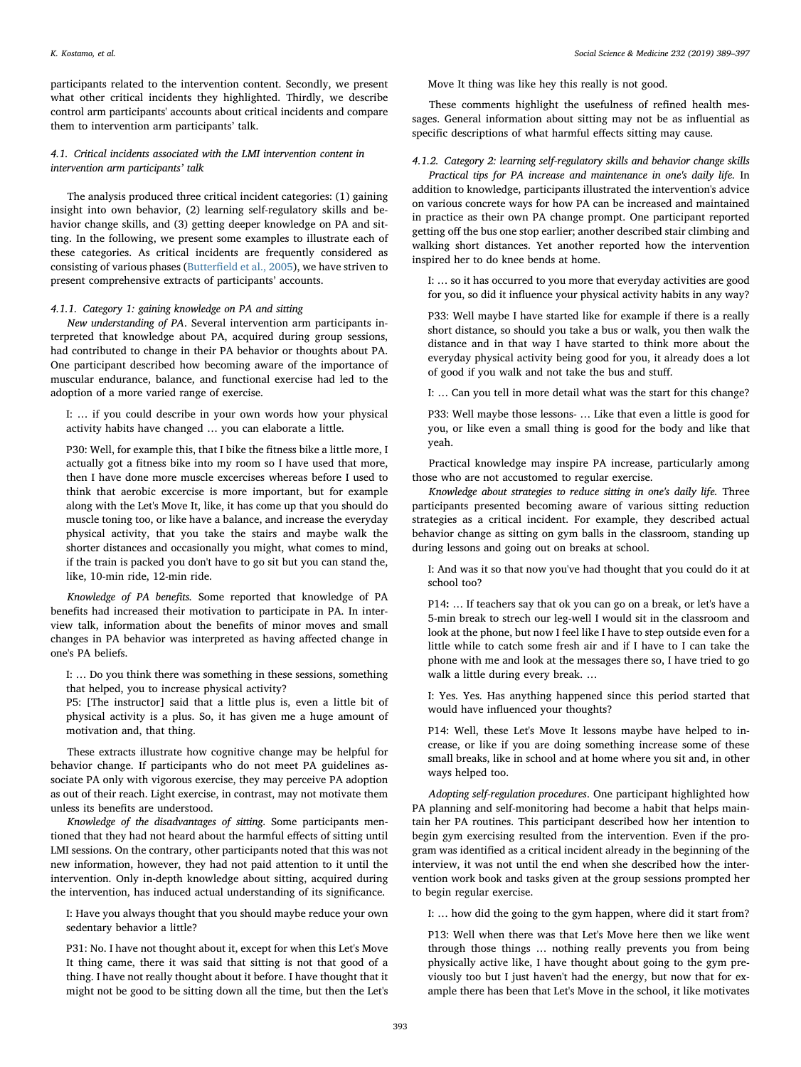participants related to the intervention content. Secondly, we present what other critical incidents they highlighted. Thirdly, we describe control arm participants' accounts about critical incidents and compare them to intervention arm participants' talk.

### 4.1. Critical incidents associated with the LMI intervention content in intervention arm participants' talk

The analysis produced three critical incident categories: (1) gaining insight into own behavior, (2) learning self-regulatory skills and behavior change skills, and (3) getting deeper knowledge on PA and sitting. In the following, we present some examples to illustrate each of these categories. As critical incidents are frequently considered as consisting of various phases (Butterfield et al., 2005), we have striven to present comprehensive extracts of participants' accounts.

#### 4.1.1. Category 1: gaining knowledge on PA and sitting

*New understanding of PA.* Several intervention arm participants interpreted that knowledge about PA, acquired during group sessions, had contributed to change in their PA behavior or thoughts about PA. One participant described how becoming aware of the importance of muscular endurance, balance, and functional exercise had led to the adoption of a more varied range of exercise.

> I: … if you could describe in your own words how your physical activity habits have changed … you can elaborate a little.
>
> P30: Well, for example this, that I bike the fitness bike a little more, I actually got a fitness bike into my room so I have used that more, then I have done more muscle excercises whereas before I used to think that aerobic excercise is more important, but for example along with the Let's Move It, like, it has come up that you should do muscle toning too, or like have a balance, and increase the everyday physical activity, that you take the stairs and maybe walk the shorter distances and occasionally you might, what comes to mind, if the train is packed you don't have to go sit but you can stand the, like, 10-min ride, 12-min ride.

*Knowledge of PA benefits.* Some reported that knowledge of PA benefits had increased their motivation to participate in PA. In interview talk, information about the benefits of minor moves and small changes in PA behavior was interpreted as having affected change in one's PA beliefs.

> I: … Do you think there was something in these sessions, something that helped, you to increase physical activity?
> P5: [The instructor] said that a little plus is, even a little bit of physical activity is a plus. So, it has given me a huge amount of motivation and, that thing.

These extracts illustrate how cognitive change may be helpful for behavior change. If participants who do not meet PA guidelines associate PA only with vigorous exercise, they may perceive PA adoption as out of their reach. Light exercise, in contrast, may not motivate them unless its benefits are understood.

*Knowledge of the disadvantages of sitting.* Some participants mentioned that they had not heard about the harmful effects of sitting until LMI sessions. On the contrary, other participants noted that this was not new information, however, they had not paid attention to it until the intervention. Only in-depth knowledge about sitting, acquired during the intervention, has induced actual understanding of its significance.

> I: Have you always thought that you should maybe reduce your own sedentary behavior a little?
>
> P31: No. I have not thought about it, except for when this Let's Move It thing came, there it was said that sitting is not that good of a thing. I have not really thought about it before. I have thought that it might not be good to be sitting down all the time, but then the Let's Move It thing was like hey this really is not good.

These comments highlight the usefulness of refined health messages. General information about sitting may not be as influential as specific descriptions of what harmful effects sitting may cause.

#### 4.1.2. Category 2: learning self-regulatory skills and behavior change skills

*Practical tips for PA increase and maintenance in one's daily life.* In addition to knowledge, participants illustrated the intervention's advice on various concrete ways for how PA can be increased and maintained in practice as their own PA change prompt. One participant reported getting off the bus one stop earlier; another described stair climbing and walking short distances. Yet another reported how the intervention inspired her to do knee bends at home.

> I: … so it has occurred to you more that everyday activities are good for you, so did it influence your physical activity habits in any way?
>
> P33: Well maybe I have started like for example if there is a really short distance, so should you take a bus or walk, you then walk the distance and in that way I have started to think more about the everyday physical activity being good for you, it already does a lot of good if you walk and not take the bus and stuff.
>
> I: … Can you tell in more detail what was the start for this change?
>
> P33: Well maybe those lessons- … Like that even a little is good for you, or like even a small thing is good for the body and like that yeah.

Practical knowledge may inspire PA increase, particularly among those who are not accustomed to regular exercise.

*Knowledge about strategies to reduce sitting in one's daily life.* Three participants presented becoming aware of various sitting reduction strategies as a critical incident. For example, they described actual behavior change as sitting on gym balls in the classroom, standing up during lessons and going out on breaks at school.

> I: And was it so that now you've had thought that you could do it at school too?
>
> P14: … If teachers say that ok you can go on a break, or let's have a 5-min break to strech our leg-well I would sit in the classroom and look at the phone, but now I feel like I have to step outside even for a little while to catch some fresh air and if I have to I can take the phone with me and look at the messages there so, I have tried to go walk a little during every break. …
>
> I: Yes. Yes. Has anything happened since this period started that would have influenced your thoughts?
>
> P14: Well, these Let's Move It lessons maybe have helped to increase, or like if you are doing something increase some of these small breaks, like in school and at home where you sit and, in other ways helped too.

*Adopting self-regulation procedures*. One participant highlighted how PA planning and self-monitoring had become a habit that helps maintain her PA routines. This participant described how her intention to begin gym exercising resulted from the intervention. Even if the program was identified as a critical incident already in the beginning of the interview, it was not until the end when she described how the intervention work book and tasks given at the group sessions prompted her to begin regular exercise.

> I: … how did the going to the gym happen, where did it start from?
>
> P13: Well when there was that Let's Move here then we like went through those things … nothing really prevents you from being physically active like, I have thought about going to the gym previously too but I just haven't had the energy, but now that for example there has been that Let's Move in the school, it like motivates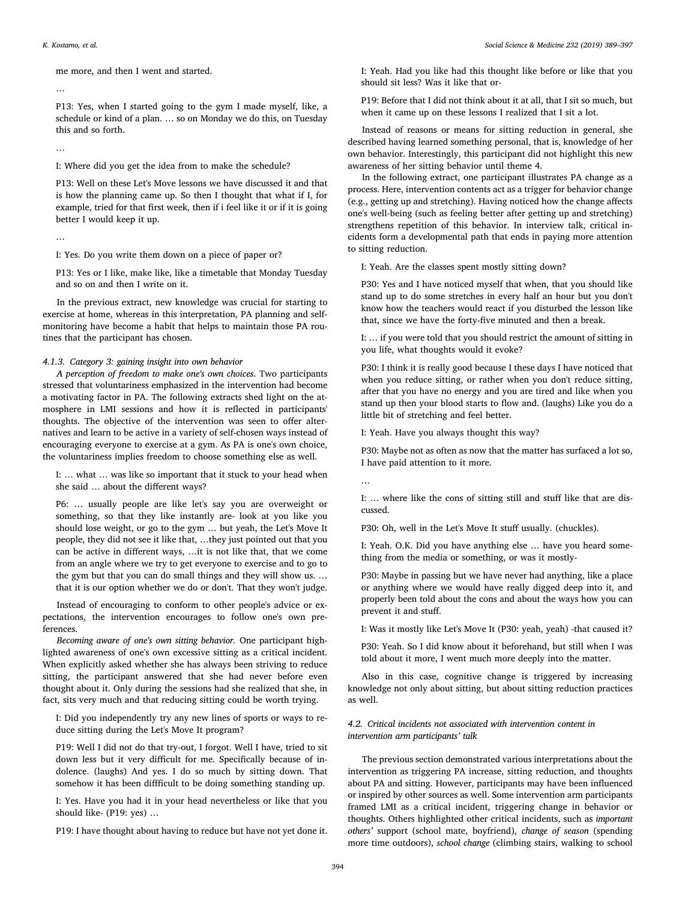me more, and then I went and started.

…

P13: Yes, when I started going to the gym I made myself, like, a schedule or kind of a plan. … so on Monday we do this, on Tuesday this and so forth.

…

I: Where did you get the idea from to make the schedule?

P13: Well on these Let's Move lessons we have discussed it and that is how the planning came up. So then I thought that what if I, for example, tried for that first week, then if i feel like it or if it is going better I would keep it up.

…

I: Yes. Do you write them down on a piece of paper or?

P13: Yes or I like, make like, like a timetable that Monday Tuesday and so on and then I write on it.

In the previous extract, new knowledge was crucial for starting to exercise at home, whereas in this interpretation, PA planning and self-monitoring have become a habit that helps to maintain those PA routines that the participant has chosen.

#### 4.1.3. Category 3: gaining insight into own behavior

*A perception of freedom to make one's own choices*. Two participants stressed that voluntariness emphasized in the intervention had become a motivating factor in PA. The following extracts shed light on the atmosphere in LMI sessions and how it is reflected in participants' thoughts. The objective of the intervention was seen to offer alternatives and learn to be active in a variety of self-chosen ways instead of encouraging everyone to exercise at a gym. As PA is one's own choice, the voluntariness implies freedom to choose something else as well.

I: … what … was like so important that it stuck to your head when she said … about the different ways?

P6: … usually people are like let's say you are overweight or something, so that they like instantly are- look at you like you should lose weight, or go to the gym … but yeah, the Let's Move It people, they did not see it like that, …they just pointed out that you can be active in different ways, …it is not like that, that we come from an angle where we try to get everyone to exercise and to go to the gym but that you can do small things and they will show us. … that it is our option whether we do or don't. That they won't judge.

Instead of encouraging to conform to other people's advice or expectations, the intervention encourages to follow one's own preferences.

*Becoming aware of one's own sitting behavior.* One participant highlighted awareness of one's own excessive sitting as a critical incident. When explicitly asked whether she has always been striving to reduce sitting, the participant answered that she had never before even thought about it. Only during the sessions had she realized that she, in fact, sits very much and that reducing sitting could be worth trying.

I: Did you independently try any new lines of sports or ways to reduce sitting during the Let's Move It program?

P19: Well I did not do that try-out, I forgot. Well I have, tried to sit down less but it very difficult for me. Specifically because of indolence. (laughs) And yes. I do so much by sitting down. That somehow it has been diffficult to be doing something standing up.

I: Yes. Have you had it in your head nevertheless or like that you should like- (P19: yes) …

P19: I have thought about having to reduce but have not yet done it.

I: Yeah. Had you like had this thought like before or like that you should sit less? Was it like that or-

P19: Before that I did not think about it at all, that I sit so much, but when it came up on these lessons I realized that I sit a lot.

Instead of reasons or means for sitting reduction in general, she described having learned something personal, that is, knowledge of her own behavior. Interestingly, this participant did not highlight this new awareness of her sitting behavior until theme 4.

In the following extract, one participant illustrates PA change as a process. Here, intervention contents act as a trigger for behavior change (e.g., getting up and stretching). Having noticed how the change affects one's well-being (such as feeling better after getting up and stretching) strengthens repetition of this behavior. In interview talk, critical incidents form a developmental path that ends in paying more attention to sitting reduction.

I: Yeah. Are the classes spent mostly sitting down?

P30: Yes and I have noticed myself that when, that you should like stand up to do some stretches in every half an hour but you don't know how the teachers would react if you disturbed the lesson like that, since we have the forty-five minuted and then a break.

I: … if you were told that you should restrict the amount of sitting in you life, what thoughts would it evoke?

P30: I think it is really good because I these days I have noticed that when you reduce sitting, or rather when you don't reduce sitting, after that you have no energy and you are tired and like when you stand up then your blood starts to flow and. (laughs) Like you do a little bit of stretching and feel better.

I: Yeah. Have you always thought this way?

P30: Maybe not as often as now that the matter has surfaced a lot so, I have paid attention to it more.

…

I: … where like the cons of sitting still and stuff like that are discussed.

P30: Oh, well in the Let's Move It stuff usually. (chuckles).

I: Yeah. O.K. Did you have anything else … have you heard something from the media or something, or was it mostly-

P30: Maybe in passing but we have never had anything, like a place or anything where we would have really digged deep into it, and properly been told about the cons and about the ways how you can prevent it and stuff.

I: Was it mostly like Let's Move It (P30: yeah, yeah) -that caused it?

P30: Yeah. So I did know about it beforehand, but still when I was told about it more, I went much more deeply into the matter.

Also in this case, cognitive change is triggered by increasing knowledge not only about sitting, but about sitting reduction practices as well.

### 4.2. Critical incidents not associated with intervention content in intervention arm participants' talk

The previous section demonstrated various interpretations about the intervention as triggering PA increase, sitting reduction, and thoughts about PA and sitting. However, participants may have been influenced or inspired by other sources as well. Some intervention arm participants framed LMI as a critical incident, triggering change in behavior or thoughts. Others highlighted other critical incidents, such as *important others'* support (school mate, boyfriend), *change of season* (spending more time outdoors), *school change* (climbing stairs, walking to school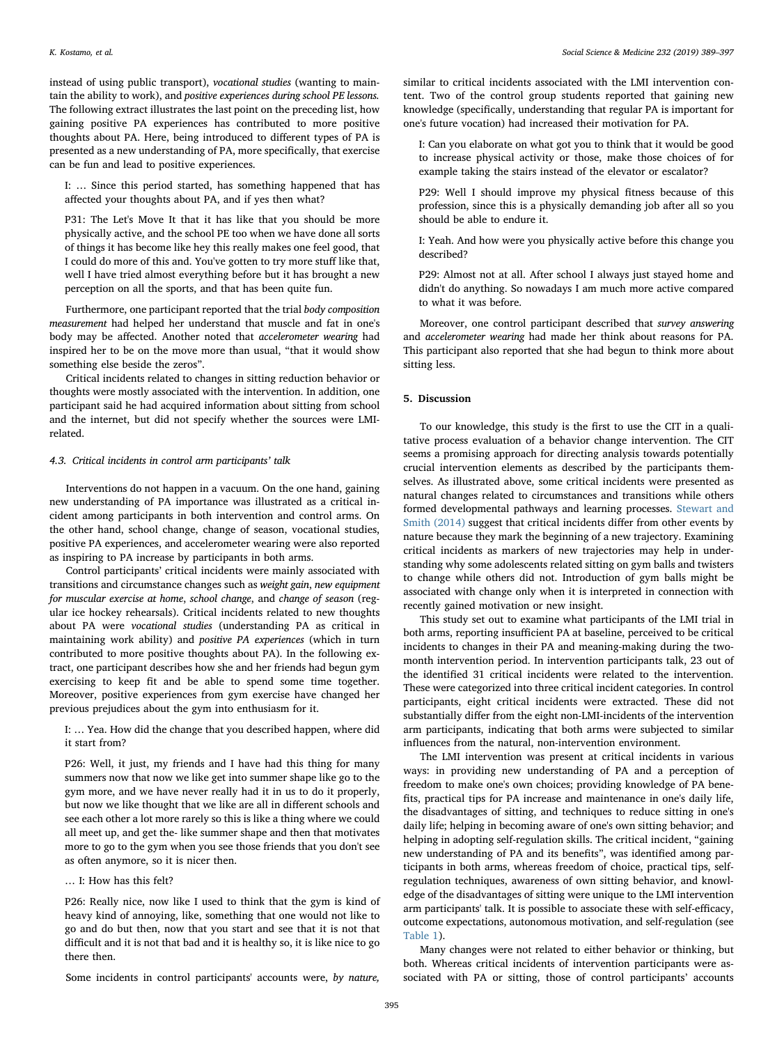instead of using public transport), *vocational studies* (wanting to maintain the ability to work), and *positive experiences during school PE lessons.* The following extract illustrates the last point on the preceding list, how gaining positive PA experiences has contributed to more positive thoughts about PA. Here, being introduced to different types of PA is presented as a new understanding of PA, more specifically, that exercise can be fun and lead to positive experiences.

> I: … Since this period started, has something happened that has affected your thoughts about PA, and if yes then what?
>
> P31: The Let's Move It that it has like that you should be more physically active, and the school PE too when we have done all sorts of things it has become like hey this really makes one feel good, that I could do more of this and. You've gotten to try more stuff like that, well I have tried almost everything before but it has brought a new perception on all the sports, and that has been quite fun.

Furthermore, one participant reported that the trial *body composition measurement* had helped her understand that muscle and fat in one's body may be affected. Another noted that *accelerometer wearing* had inspired her to be on the move more than usual, "that it would show something else beside the zeros".

Critical incidents related to changes in sitting reduction behavior or thoughts were mostly associated with the intervention. In addition, one participant said he had acquired information about sitting from school and the internet, but did not specify whether the sources were LMI-related.

### 4.3. Critical incidents in control arm participants' talk

Interventions do not happen in a vacuum. On the one hand, gaining new understanding of PA importance was illustrated as a critical incident among participants in both intervention and control arms. On the other hand, school change, change of season, vocational studies, positive PA experiences, and accelerometer wearing were also reported as inspiring to PA increase by participants in both arms.

Control participants' critical incidents were mainly associated with transitions and circumstance changes such as *weight gain*, *new equipment for muscular exercise at home*, *school change*, and *change of season* (regular ice hockey rehearsals). Critical incidents related to new thoughts about PA were *vocational studies* (understanding PA as critical in maintaining work ability) and *positive PA experiences* (which in turn contributed to more positive thoughts about PA). In the following extract, one participant describes how she and her friends had begun gym exercising to keep fit and be able to spend some time together. Moreover, positive experiences from gym exercise have changed her previous prejudices about the gym into enthusiasm for it.

> I: … Yea. How did the change that you described happen, where did it start from?
>
> P26: Well, it just, my friends and I have had this thing for many summers now that now we like get into summer shape like go to the gym more, and we have never really had it in us to do it properly, but now we like thought that we like are all in different schools and see each other a lot more rarely so this is like a thing where we could all meet up, and get the- like summer shape and then that motivates more to go to the gym when you see those friends that you don't see as often anymore, so it is nicer then.
>
> … I: How has this felt?
>
> P26: Really nice, now like I used to think that the gym is kind of heavy kind of annoying, like, something that one would not like to go and do but then, now that you start and see that it is not that difficult and it is not that bad and it is healthy so, it is like nice to go there then.

Some incidents in control participants' accounts were, *by nature,* similar to critical incidents associated with the LMI intervention content. Two of the control group students reported that gaining new knowledge (specifically, understanding that regular PA is important for one's future vocation) had increased their motivation for PA.

> I: Can you elaborate on what got you to think that it would be good to increase physical activity or those, make those choices of for example taking the stairs instead of the elevator or escalator?
>
> P29: Well I should improve my physical fitness because of this profession, since this is a physically demanding job after all so you should be able to endure it.
>
> I: Yeah. And how were you physically active before this change you described?
>
> P29: Almost not at all. After school I always just stayed home and didn't do anything. So nowadays I am much more active compared to what it was before.

Moreover, one control participant described that *survey answering* and *accelerometer wearing* had made her think about reasons for PA. This participant also reported that she had begun to think more about sitting less.

## 5. Discussion

To our knowledge, this study is the first to use the CIT in a qualitative process evaluation of a behavior change intervention. The CIT seems a promising approach for directing analysis towards potentially crucial intervention elements as described by the participants themselves. As illustrated above, some critical incidents were presented as natural changes related to circumstances and transitions while others formed developmental pathways and learning processes. Stewart and Smith (2014) suggest that critical incidents differ from other events by nature because they mark the beginning of a new trajectory. Examining critical incidents as markers of new trajectories may help in understanding why some adolescents related sitting on gym balls and twisters to change while others did not. Introduction of gym balls might be associated with change only when it is interpreted in connection with recently gained motivation or new insight.

This study set out to examine what participants of the LMI trial in both arms, reporting insufficient PA at baseline, perceived to be critical incidents to changes in their PA and meaning-making during the two-month intervention period. In intervention participants talk, 23 out of the identified 31 critical incidents were related to the intervention. These were categorized into three critical incident categories. In control participants, eight critical incidents were extracted. These did not substantially differ from the eight non-LMI-incidents of the intervention arm participants, indicating that both arms were subjected to similar influences from the natural, non-intervention environment.

The LMI intervention was present at critical incidents in various ways: in providing new understanding of PA and a perception of freedom to make one's own choices; providing knowledge of PA benefits, practical tips for PA increase and maintenance in one's daily life, the disadvantages of sitting, and techniques to reduce sitting in one's daily life; helping in becoming aware of one's own sitting behavior; and helping in adopting self-regulation skills. The critical incident, "gaining new understanding of PA and its benefits", was identified among participants in both arms, whereas freedom of choice, practical tips, self-regulation techniques, awareness of own sitting behavior, and knowledge of the disadvantages of sitting were unique to the LMI intervention arm participants' talk. It is possible to associate these with self-efficacy, outcome expectations, autonomous motivation, and self-regulation (see Table 1).

Many changes were not related to either behavior or thinking, but both. Whereas critical incidents of intervention participants were associated with PA or sitting, those of control participants' accounts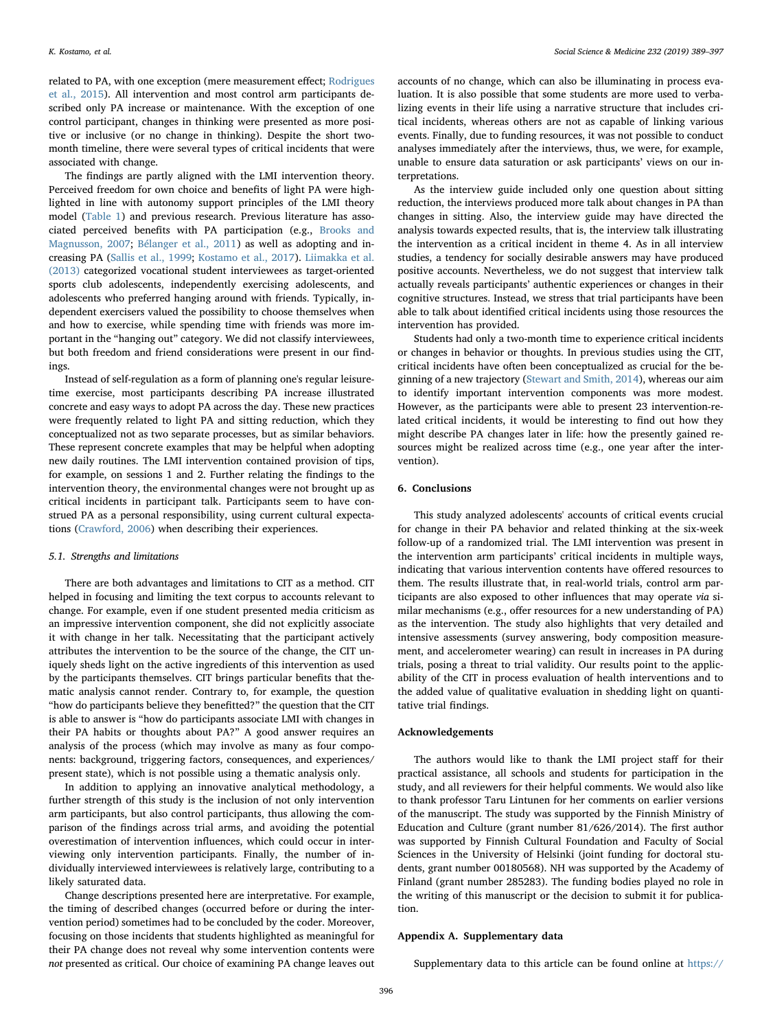related to PA, with one exception (mere measurement effect; Rodrigues et al., 2015). All intervention and most control arm participants described only PA increase or maintenance. With the exception of one control participant, changes in thinking were presented as more positive or inclusive (or no change in thinking). Despite the short two-month timeline, there were several types of critical incidents that were associated with change.

The findings are partly aligned with the LMI intervention theory. Perceived freedom for own choice and benefits of light PA were highlighted in line with autonomy support principles of the LMI theory model (Table 1) and previous research. Previous literature has associated perceived benefits with PA participation (e.g., Brooks and Magnusson, 2007; Bélanger et al., 2011) as well as adopting and increasing PA (Sallis et al., 1999; Kostamo et al., 2017). Liimakka et al. (2013) categorized vocational student interviewees as target-oriented sports club adolescents, independently exercising adolescents, and adolescents who preferred hanging around with friends. Typically, independent exercisers valued the possibility to choose themselves when and how to exercise, while spending time with friends was more important in the "hanging out" category. We did not classify interviewees, but both freedom and friend considerations were present in our findings.

Instead of self-regulation as a form of planning one's regular leisure-time exercise, most participants describing PA increase illustrated concrete and easy ways to adopt PA across the day. These new practices were frequently related to light PA and sitting reduction, which they conceptualized not as two separate processes, but as similar behaviors. These represent concrete examples that may be helpful when adopting new daily routines. The LMI intervention contained provision of tips, for example, on sessions 1 and 2. Further relating the findings to the intervention theory, the environmental changes were not brought up as critical incidents in participant talk. Participants seem to have construed PA as a personal responsibility, using current cultural expectations (Crawford, 2006) when describing their experiences.

### 5.1. Strengths and limitations

There are both advantages and limitations to CIT as a method. CIT helped in focusing and limiting the text corpus to accounts relevant to change. For example, even if one student presented media criticism as an impressive intervention component, she did not explicitly associate it with change in her talk. Necessitating that the participant actively attributes the intervention to be the source of the change, the CIT uniquely sheds light on the active ingredients of this intervention as used by the participants themselves. CIT brings particular benefits that thematic analysis cannot render. Contrary to, for example, the question "how do participants believe they benefitted?" the question that the CIT is able to answer is "how do participants associate LMI with changes in their PA habits or thoughts about PA?" A good answer requires an analysis of the process (which may involve as many as four components: background, triggering factors, consequences, and experiences/present state), which is not possible using a thematic analysis only.

In addition to applying an innovative analytical methodology, a further strength of this study is the inclusion of not only intervention arm participants, but also control participants, thus allowing the comparison of the findings across trial arms, and avoiding the potential overestimation of intervention influences, which could occur in interviewing only intervention participants. Finally, the number of individually interviewed interviewees is relatively large, contributing to a likely saturated data.

Change descriptions presented here are interpretative. For example, the timing of described changes (occurred before or during the intervention period) sometimes had to be concluded by the coder. Moreover, focusing on those incidents that students highlighted as meaningful for their PA change does not reveal why some intervention contents were *not* presented as critical. Our choice of examining PA change leaves out accounts of no change, which can also be illuminating in process evaluation. It is also possible that some students are more used to verbalizing events in their life using a narrative structure that includes critical incidents, whereas others are not as capable of linking various events. Finally, due to funding resources, it was not possible to conduct analyses immediately after the interviews, thus, we were, for example, unable to ensure data saturation or ask participants' views on our interpretations.

As the interview guide included only one question about sitting reduction, the interviews produced more talk about changes in PA than changes in sitting. Also, the interview guide may have directed the analysis towards expected results, that is, the interview talk illustrating the intervention as a critical incident in theme 4. As in all interview studies, a tendency for socially desirable answers may have produced positive accounts. Nevertheless, we do not suggest that interview talk actually reveals participants' authentic experiences or changes in their cognitive structures. Instead, we stress that trial participants have been able to talk about identified critical incidents using those resources the intervention has provided.

Students had only a two-month time to experience critical incidents or changes in behavior or thoughts. In previous studies using the CIT, critical incidents have often been conceptualized as crucial for the beginning of a new trajectory (Stewart and Smith, 2014), whereas our aim to identify important intervention components was more modest. However, as the participants were able to present 23 intervention-related critical incidents, it would be interesting to find out how they might describe PA changes later in life: how the presently gained resources might be realized across time (e.g., one year after the intervention).

## 6. Conclusions

This study analyzed adolescents' accounts of critical events crucial for change in their PA behavior and related thinking at the six-week follow-up of a randomized trial. The LMI intervention was present in the intervention arm participants' critical incidents in multiple ways, indicating that various intervention contents have offered resources to them. The results illustrate that, in real-world trials, control arm participants are also exposed to other influences that may operate *via* similar mechanisms (e.g., offer resources for a new understanding of PA) as the intervention. The study also highlights that very detailed and intensive assessments (survey answering, body composition measurement, and accelerometer wearing) can result in increases in PA during trials, posing a threat to trial validity. Our results point to the applicability of the CIT in process evaluation of health interventions and to the added value of qualitative evaluation in shedding light on quantitative trial findings.

## Acknowledgements

The authors would like to thank the LMI project staff for their practical assistance, all schools and students for participation in the study, and all reviewers for their helpful comments. We would also like to thank professor Taru Lintunen for her comments on earlier versions of the manuscript. The study was supported by the Finnish Ministry of Education and Culture (grant number 81/626/2014). The first author was supported by Finnish Cultural Foundation and Faculty of Social Sciences in the University of Helsinki (joint funding for doctoral students, grant number 00180568). NH was supported by the Academy of Finland (grant number 285283). The funding bodies played no role in the writing of this manuscript or the decision to submit it for publication.

## Appendix A. Supplementary data

Supplementary data to this article can be found online at https://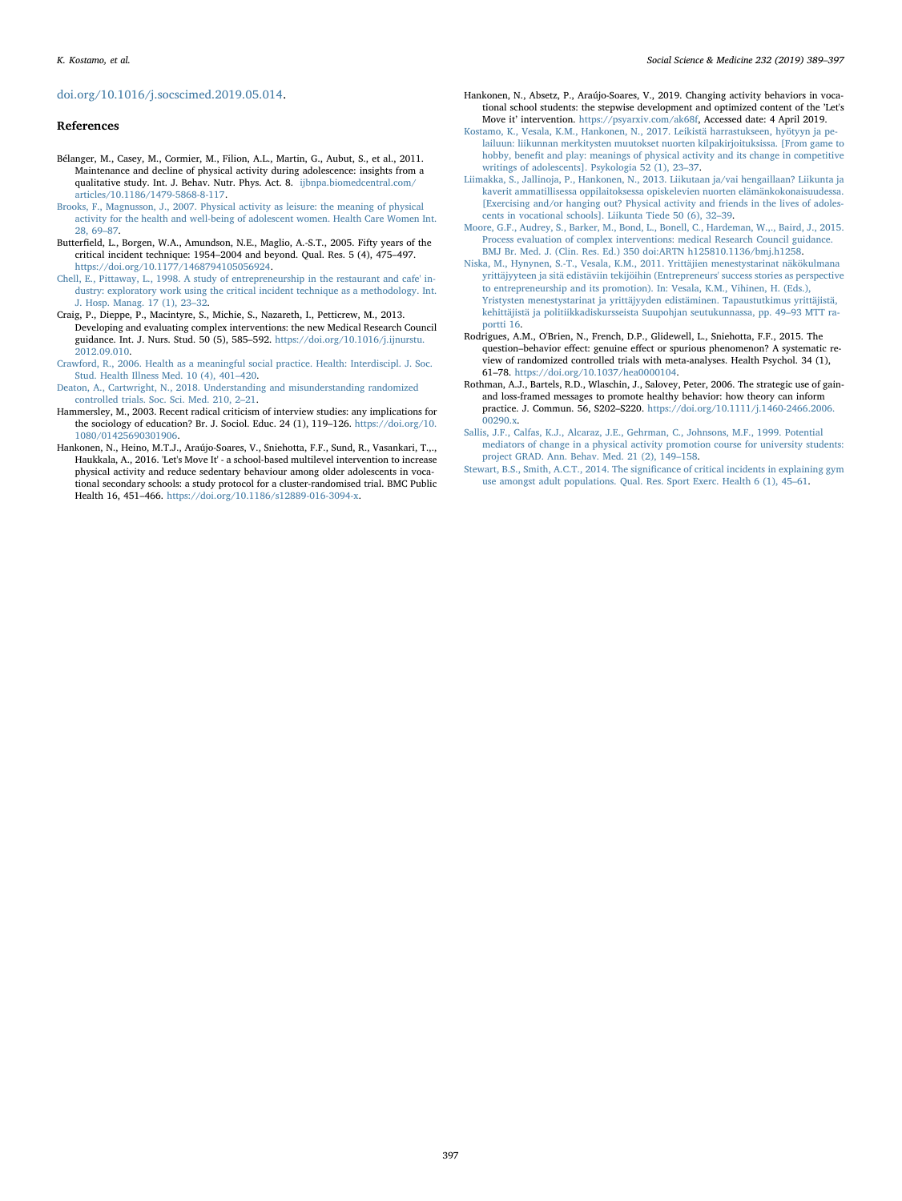doi.org/10.1016/j.socscimed.2019.05.014.

## References

Bélanger, M., Casey, M., Cormier, M., Filion, A.L., Martin, G., Aubut, S., et al., 2011. Maintenance and decline of physical activity during adolescence: insights from a qualitative study. Int. J. Behav. Nutr. Phys. Act. 8. ijbnpa.biomedcentral.com/articles/10.1186/1479-5868-8-117.

Brooks, F., Magnusson, J., 2007. Physical activity as leisure: the meaning of physical activity for the health and well-being of adolescent women. Health Care Women Int. 28, 69–87.

Butterfield, L., Borgen, W.A., Amundson, N.E., Maglio, A.-S.T., 2005. Fifty years of the critical incident technique: 1954–2004 and beyond. Qual. Res. 5 (4), 475–497. https://doi.org/10.1177/1468794105056924.

Chell, E., Pittaway, L., 1998. A study of entrepreneurship in the restaurant and cafe' industry: exploratory work using the critical incident technique as a methodology. Int. J. Hosp. Manag. 17 (1), 23–32.

Craig, P., Dieppe, P., Macintyre, S., Michie, S., Nazareth, I., Petticrew, M., 2013. Developing and evaluating complex interventions: the new Medical Research Council guidance. Int. J. Nurs. Stud. 50 (5), 585–592. https://doi.org/10.1016/j.ijnurstu.2012.09.010.

Crawford, R., 2006. Health as a meaningful social practice. Health: Interdiscipl. J. Soc. Stud. Health Illness Med. 10 (4), 401–420.

Deaton, A., Cartwright, N., 2018. Understanding and misunderstanding randomized controlled trials. Soc. Sci. Med. 210, 2–21.

Hammersley, M., 2003. Recent radical criticism of interview studies: any implications for the sociology of education? Br. J. Sociol. Educ. 24 (1), 119–126. https://doi.org/10.1080/01425690301906.

Hankonen, N., Heino, M.T.J., Araújo-Soares, V., Sniehotta, F.F., Sund, R., Vasankari, T.,., Haukkala, A., 2016. 'Let's Move It' - a school-based multilevel intervention to increase physical activity and reduce sedentary behaviour among older adolescents in vocational secondary schools: a study protocol for a cluster-randomised trial. BMC Public Health 16, 451–466. https://doi.org/10.1186/s12889-016-3094-x.

Hankonen, N., Absetz, P., Araújo-Soares, V., 2019. Changing activity behaviors in vocational school students: the stepwise development and optimized content of the 'Let's Move it' intervention. https://psyarxiv.com/ak68f, Accessed date: 4 April 2019.

Kostamo, K., Vesala, K.M., Hankonen, N., 2017. Leikistä harrastukseen, hyötyyn ja pelailuun: liikunnan merkitysten muutokset nuorten kilpakirjoituksissa. [From game to hobby, benefit and play: meanings of physical activity and its change in competitive writings of adolescents]. Psykologia 52 (1), 23–37.

Liimakka, S., Jallinoja, P., Hankonen, N., 2013. Liikutaan ja/vai hengaillaan? Liikunta ja kaverit ammatillisessa oppilaitoksessa opiskelevien nuorten elämänkokonaisuudessa. [Exercising and/or hanging out? Physical activity and friends in the lives of adolescents in vocational schools]. Liikunta Tiede 50 (6), 32–39.

Moore, G.F., Audrey, S., Barker, M., Bond, L., Bonell, C., Hardeman, W.,., Baird, J., 2015. Process evaluation of complex interventions: medical Research Council guidance. BMJ Br. Med. J. (Clin. Res. Ed.) 350 doi:ARTN h125810.1136/bmj.h1258.

Niska, M., Hynynen, S.-T., Vesala, K.M., 2011. Yrittäjien menestystarinat näkökulmana yrittäjyyteen ja sitä edistäviin tekijöihin (Entrepreneurs' success stories as perspective to entrepreneurship and its promotion). In: Vesala, K.M., Vihinen, H. (Eds.), Yristysten menestystarinat ja yrittäjyyden edistäminen. Tapaustutkimus yrittäjistä, kehittäjistä ja politiikkadiskursseista Suupohjan seutukunnassa, pp. 49–93 MTT raportti 16.

Rodrigues, A.M., O'Brien, N., French, D.P., Glidewell, L., Sniehotta, F.F., 2015. The question–behavior effect: genuine effect or spurious phenomenon? A systematic review of randomized controlled trials with meta-analyses. Health Psychol. 34 (1), 61–78. https://doi.org/10.1037/hea0000104.

Rothman, A.J., Bartels, R.D., Wlaschin, J., Salovey, Peter, 2006. The strategic use of gain- and loss-framed messages to promote healthy behavior: how theory can inform practice. J. Commun. 56, S202–S220. https://doi.org/10.1111/j.1460-2466.2006.00290.x.

Sallis, J.F., Calfas, K.J., Alcaraz, J.E., Gehrman, C., Johnsons, M.F., 1999. Potential mediators of change in a physical activity promotion course for university students: project GRAD. Ann. Behav. Med. 21 (2), 149–158.

Stewart, B.S., Smith, A.C.T., 2014. The significance of critical incidents in explaining gym use amongst adult populations. Qual. Res. Sport Exerc. Health 6 (1), 45–61.